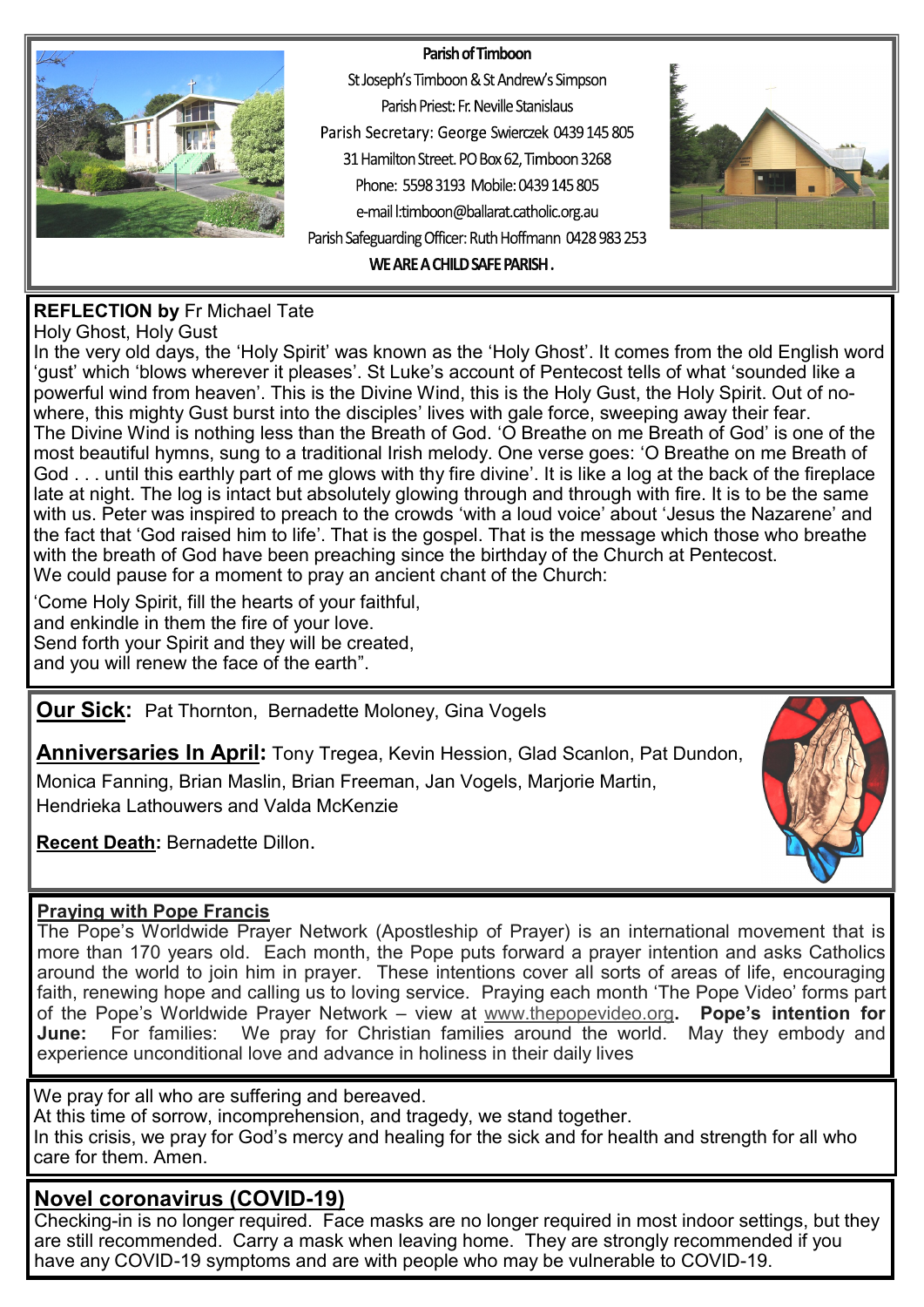**Parish of Timboon**

St Joseph's Timboon & St Andrew's Simpson

Parish Priest: Fr. Neville Stanislaus

Parish Secretary: George Swierczek 0439 145 805

31 Hamilton Street. PO Box 62, Timboon 3268

Phone: 5598 3193 Mobile: 0439 145 805

e-mail l:timboon@ballarat.catholic.org.au

Parish Safeguarding Officer: Ruth Hoffmann 0428 983 253

**WE ARE A CHILD SAFE PARISH .**

**REFLECTION by** Fr Michael Tate

Holy Ghost, Holy Gust

In the very old days, the 'Holy Spirit' was known as the 'Holy Ghost'. It comes from the old English word 'gust' which 'blows wherever it pleases'. St Luke's account of Pentecost tells of what 'sounded like a powerful wind from heaven'. This is the Divine Wind, this is the Holy Gust, the Holy Spirit. Out of nowhere, this mighty Gust burst into the disciples' lives with gale force, sweeping away their fear.
The Divine Wind is nothing less than the Breath of God. 'O Breathe on me Breath of God' is one of the most beautiful hymns, sung to a traditional Irish melody. One verse goes: 'O Breathe on me Breath of God . . . until this earthly part of me glows with thy fire divine'. It is like a log at the back of the fireplace late at night. The log is intact but absolutely glowing through and through with fire. It is to be the same with us. Peter was inspired to preach to the crowds 'with a loud voice' about 'Jesus the Nazarene' and the fact that 'God raised him to life'. That is the gospel. That is the message which those who breathe with the breath of God have been preaching since the birthday of the Church at Pentecost.
We could pause for a moment to pray an ancient chant of the Church:

'Come Holy Spirit, fill the hearts of your faithful,
and enkindle in them the fire of your love.
Send forth your Spirit and they will be created,
and you will renew the face of the earth".

**Our Sick:** Pat Thornton, Bernadette Moloney, Gina Vogels

**Anniversaries In April:** Tony Tregea, Kevin Hession, Glad Scanlon, Pat Dundon, Monica Fanning, Brian Maslin, Brian Freeman, Jan Vogels, Marjorie Martin, Hendrieka Lathouwers and Valda McKenzie

**Recent Death:** Bernadette Dillon.

**Praying with Pope Francis**

The Pope's Worldwide Prayer Network (Apostleship of Prayer) is an international movement that is more than 170 years old. Each month, the Pope puts forward a prayer intention and asks Catholics around the world to join him in prayer. These intentions cover all sorts of areas of life, encouraging faith, renewing hope and calling us to loving service. Praying each month 'The Pope Video' forms part of the Pope's Worldwide Prayer Network – view at www.thepopevideo.org. **Pope's intention for June:** For families: We pray for Christian families around the world. May they embody and experience unconditional love and advance in holiness in their daily lives

We pray for all who are suffering and bereaved.
At this time of sorrow, incomprehension, and tragedy, we stand together.
In this crisis, we pray for God's mercy and healing for the sick and for health and strength for all who care for them. Amen.

**Novel coronavirus (COVID-19)**

Checking-in is no longer required. Face masks are no longer required in most indoor settings, but they are still recommended. Carry a mask when leaving home. They are strongly recommended if you have any COVID-19 symptoms and are with people who may be vulnerable to COVID-19.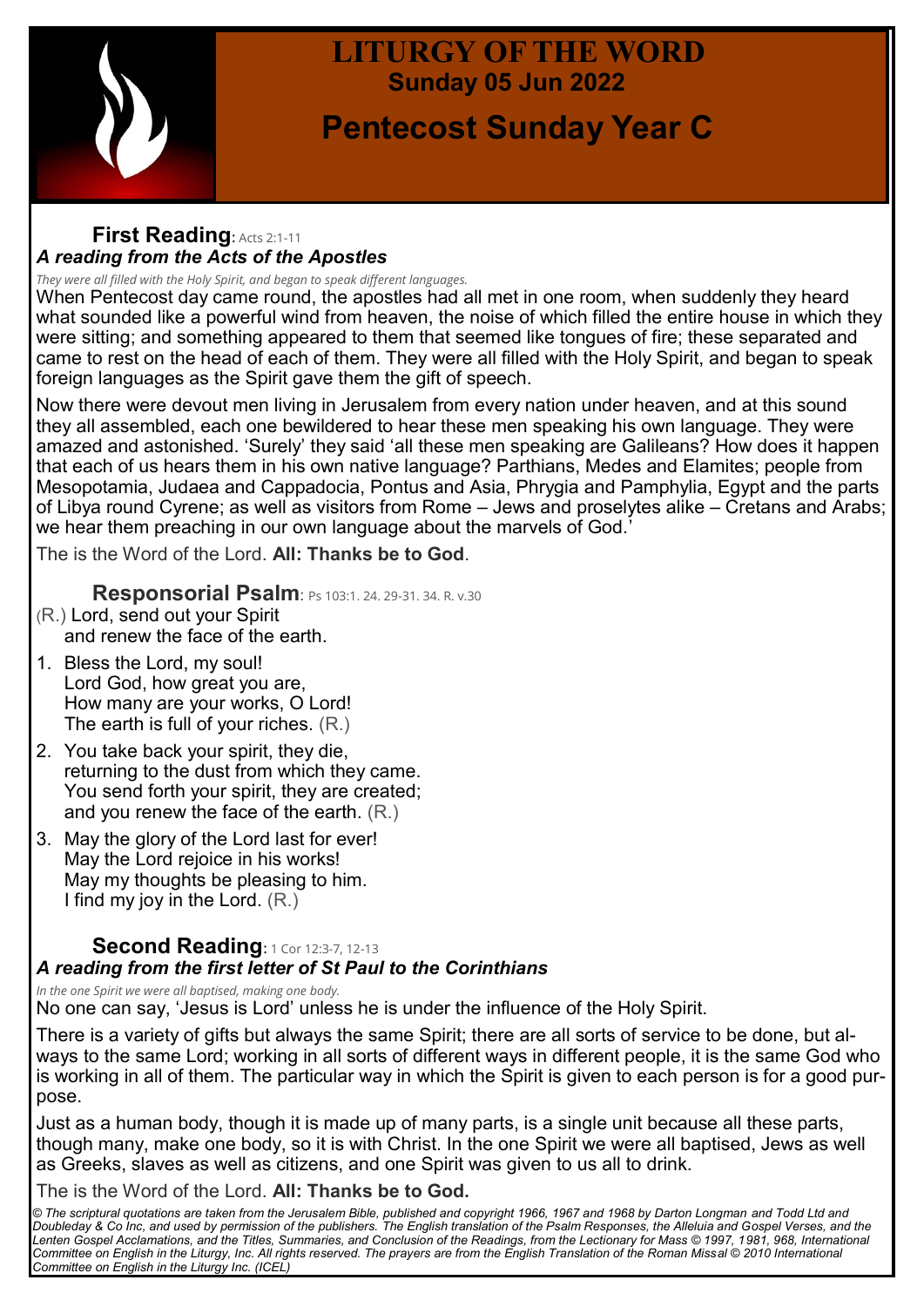# LITURGY OF THE WORD

**Sunday 05 Jun 2022**

## Pentecost Sunday Year C

### First Reading: Acts 2:1-11

***A reading from the Acts of the Apostles***

*They were all filled with the Holy Spirit, and began to speak different languages.*

When Pentecost day came round, the apostles had all met in one room, when suddenly they heard what sounded like a powerful wind from heaven, the noise of which filled the entire house in which they were sitting; and something appeared to them that seemed like tongues of fire; these separated and came to rest on the head of each of them. They were all filled with the Holy Spirit, and began to speak foreign languages as the Spirit gave them the gift of speech.

Now there were devout men living in Jerusalem from every nation under heaven, and at this sound they all assembled, each one bewildered to hear these men speaking his own language. They were amazed and astonished. 'Surely' they said 'all these men speaking are Galileans? How does it happen that each of us hears them in his own native language? Parthians, Medes and Elamites; people from Mesopotamia, Judaea and Cappadocia, Pontus and Asia, Phrygia and Pamphylia, Egypt and the parts of Libya round Cyrene; as well as visitors from Rome – Jews and proselytes alike – Cretans and Arabs; we hear them preaching in our own language about the marvels of God.'

The is the Word of the Lord. **All: Thanks be to God**.

### Responsorial Psalm: Ps 103:1. 24. 29-31. 34. R. v.30

(R.) Lord, send out your Spirit
and renew the face of the earth.

1. Bless the Lord, my soul!
   Lord God, how great you are,
   How many are your works, O Lord!
   The earth is full of your riches. (R.)
2. You take back your spirit, they die,
   returning to the dust from which they came.
   You send forth your spirit, they are created;
   and you renew the face of the earth. (R.)
3. May the glory of the Lord last for ever!
   May the Lord rejoice in his works!
   May my thoughts be pleasing to him.
   I find my joy in the Lord. (R.)

### Second Reading: 1 Cor 12:3-7, 12-13

***A reading from the first letter of St Paul to the Corinthians***

*In the one Spirit we were all baptised, making one body.*

No one can say, 'Jesus is Lord' unless he is under the influence of the Holy Spirit.

There is a variety of gifts but always the same Spirit; there are all sorts of service to be done, but always to the same Lord; working in all sorts of different ways in different people, it is the same God who is working in all of them. The particular way in which the Spirit is given to each person is for a good purpose.

Just as a human body, though it is made up of many parts, is a single unit because all these parts, though many, make one body, so it is with Christ. In the one Spirit we were all baptised, Jews as well as Greeks, slaves as well as citizens, and one Spirit was given to us all to drink.

The is the Word of the Lord. **All: Thanks be to God.**

*© The scriptural quotations are taken from the Jerusalem Bible, published and copyright 1966, 1967 and 1968 by Darton Longman and Todd Ltd and Doubleday & Co Inc, and used by permission of the publishers. The English translation of the Psalm Responses, the Alleluia and Gospel Verses, and the Lenten Gospel Acclamations, and the Titles, Summaries, and Conclusion of the Readings, from the Lectionary for Mass © 1997, 1981, 968, International Committee on English in the Liturgy, Inc. All rights reserved. The prayers are from the English Translation of the Roman Missal © 2010 International Committee on English in the Liturgy Inc. (ICEL)*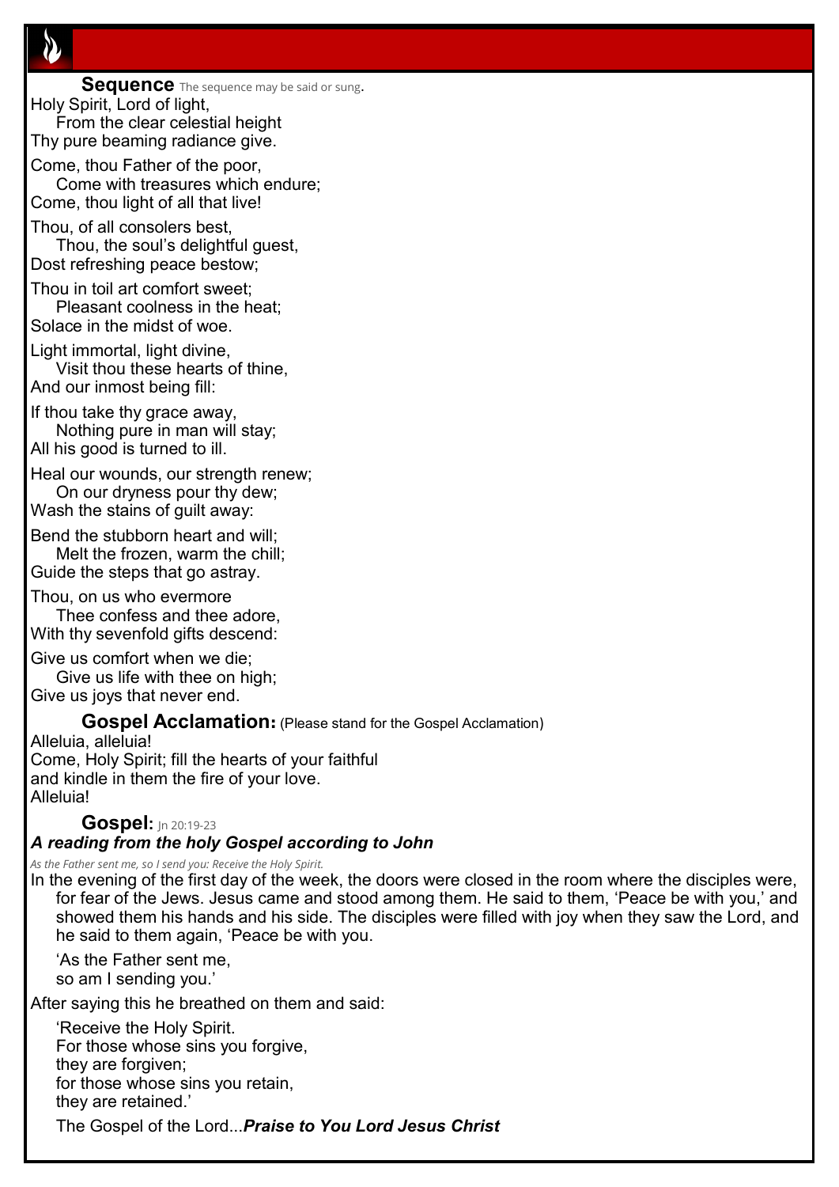## Sequence

The sequence may be said or sung.

Holy Spirit, Lord of light,
From the clear celestial height
Thy pure beaming radiance give.

Come, thou Father of the poor,
Come with treasures which endure;
Come, thou light of all that live!

Thou, of all consolers best,
Thou, the soul's delightful guest,
Dost refreshing peace bestow;

Thou in toil art comfort sweet;
Pleasant coolness in the heat;
Solace in the midst of woe.

Light immortal, light divine,
Visit thou these hearts of thine,
And our inmost being fill:

If thou take thy grace away,
Nothing pure in man will stay;
All his good is turned to ill.

Heal our wounds, our strength renew;
On our dryness pour thy dew;
Wash the stains of guilt away:

Bend the stubborn heart and will;
Melt the frozen, warm the chill;
Guide the steps that go astray.

Thou, on us who evermore
Thee confess and thee adore,
With thy sevenfold gifts descend:

Give us comfort when we die;
Give us life with thee on high;
Give us joys that never end.

## Gospel Acclamation:

(Please stand for the Gospel Acclamation)

Alleluia, alleluia!
Come, Holy Spirit; fill the hearts of your faithful
and kindle in them the fire of your love.
Alleluia!

## Gospel:

Jn 20:19-23

***A reading from the holy Gospel according to John***

*As the Father sent me, so I send you: Receive the Holy Spirit.*

In the evening of the first day of the week, the doors were closed in the room where the disciples were, for fear of the Jews. Jesus came and stood among them. He said to them, 'Peace be with you,' and showed them his hands and his side. The disciples were filled with joy when they saw the Lord, and he said to them again, 'Peace be with you.

'As the Father sent me,
so am I sending you.'

After saying this he breathed on them and said:

'Receive the Holy Spirit.
For those whose sins you forgive,
they are forgiven;
for those whose sins you retain,
they are retained.'

The Gospel of the Lord...***Praise to You Lord Jesus Christ***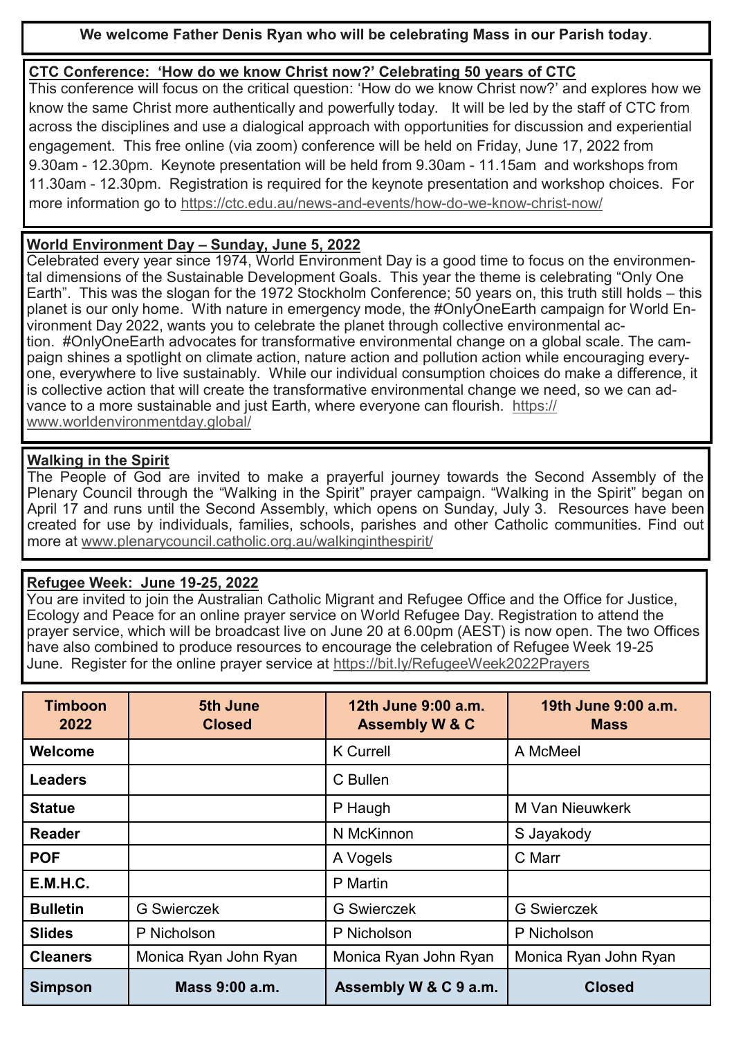**We welcome Father Denis Ryan who will be celebrating Mass in our Parish today**.

**CTC Conference: 'How do we know Christ now?' Celebrating 50 years of CTC**

This conference will focus on the critical question: 'How do we know Christ now?' and explores how we know the same Christ more authentically and powerfully today. It will be led by the staff of CTC from across the disciplines and use a dialogical approach with opportunities for discussion and experiential engagement. This free online (via zoom) conference will be held on Friday, June 17, 2022 from 9.30am - 12.30pm. Keynote presentation will be held from 9.30am - 11.15am and workshops from 11.30am - 12.30pm. Registration is required for the keynote presentation and workshop choices. For more information go to https://ctc.edu.au/news-and-events/how-do-we-know-christ-now/

**World Environment Day – Sunday, June 5, 2022**

Celebrated every year since 1974, World Environment Day is a good time to focus on the environmental dimensions of the Sustainable Development Goals. This year the theme is celebrating "Only One Earth". This was the slogan for the 1972 Stockholm Conference; 50 years on, this truth still holds – this planet is our only home. With nature in emergency mode, the #OnlyOneEarth campaign for World Environment Day 2022, wants you to celebrate the planet through collective environmental action. #OnlyOneEarth advocates for transformative environmental change on a global scale. The campaign shines a spotlight on climate action, nature action and pollution action while encouraging everyone, everywhere to live sustainably. While our individual consumption choices do make a difference, it is collective action that will create the transformative environmental change we need, so we can advance to a more sustainable and just Earth, where everyone can flourish. https://www.worldenvironmentday.global/

**Walking in the Spirit**

The People of God are invited to make a prayerful journey towards the Second Assembly of the Plenary Council through the "Walking in the Spirit" prayer campaign. "Walking in the Spirit" began on April 17 and runs until the Second Assembly, which opens on Sunday, July 3. Resources have been created for use by individuals, families, schools, parishes and other Catholic communities. Find out more at www.plenarycouncil.catholic.org.au/walkinginthespirit/

**Refugee Week: June 19-25, 2022**

You are invited to join the Australian Catholic Migrant and Refugee Office and the Office for Justice, Ecology and Peace for an online prayer service on World Refugee Day. Registration to attend the prayer service, which will be broadcast live on June 20 at 6.00pm (AEST) is now open. The two Offices have also combined to produce resources to encourage the celebration of Refugee Week 19-25 June. Register for the online prayer service at https://bit.ly/RefugeeWeek2022Prayers

| Timboon 2022 | 5th June Closed | 12th June 9:00 a.m. Assembly W & C | 19th June 9:00 a.m. Mass |
|---|---|---|---|
| **Welcome** | | K Currell | A McMeel |
| **Leaders** | | C Bullen | |
| **Statue** | | P Haugh | M Van Nieuwkerk |
| **Reader** | | N McKinnon | S Jayakody |
| **POF** | | A Vogels | C Marr |
| **E.M.H.C.** | | P Martin | |
| **Bulletin** | G Swierczek | G Swierczek | G Swierczek |
| **Slides** | P Nicholson | P Nicholson | P Nicholson |
| **Cleaners** | Monica Ryan John Ryan | Monica Ryan John Ryan | Monica Ryan John Ryan |
| **Simpson** | **Mass 9:00 a.m.** | **Assembly W & C 9 a.m.** | **Closed** |